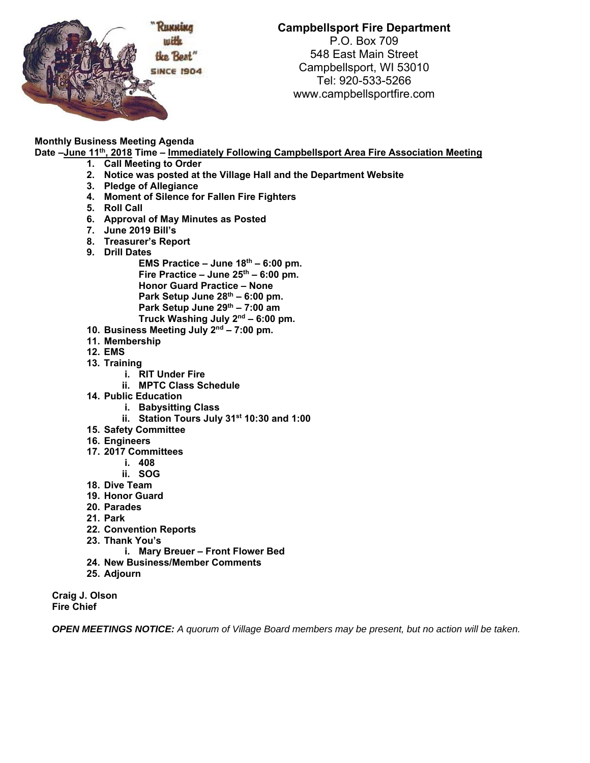"Running with the Best" SINCE 1904

**Campbellsport Fire Department**
P.O. Box 709
548 East Main Street
Campbellsport, WI 53010
Tel: 920-533-5266
www.campbellsportfire.com

**Monthly Business Meeting Agenda**
**Date –June 11th, 2018 Time – Immediately Following Campbellsport Area Fire Association Meeting**

1. **Call Meeting to Order**
2. **Notice was posted at the Village Hall and the Department Website**
3. **Pledge of Allegiance**
4. **Moment of Silence for Fallen Fire Fighters**
5. **Roll Call**
6. **Approval of May Minutes as Posted**
7. **June 2019 Bill's**
8. **Treasurer's Report**
9. **Drill Dates**
   - **EMS Practice – June 18th – 6:00 pm.**
   - **Fire Practice – June 25th – 6:00 pm.**
   - **Honor Guard Practice – None**
   - **Park Setup June 28th – 6:00 pm.**
   - **Park Setup June 29th – 7:00 am**
   - **Truck Washing July 2nd – 6:00 pm.**
10. **Business Meeting July 2nd – 7:00 pm.**
11. **Membership**
12. **EMS**
13. **Training**
    - i. **RIT Under Fire**
    - ii. **MPTC Class Schedule**
14. **Public Education**
    - i. **Babysitting Class**
    - ii. **Station Tours July 31st 10:30 and 1:00**
15. **Safety Committee**
16. **Engineers**
17. **2017 Committees**
    - i. **408**
    - ii. **SOG**
18. **Dive Team**
19. **Honor Guard**
20. **Parades**
21. **Park**
22. **Convention Reports**
23. **Thank You's**
    - i. **Mary Breuer – Front Flower Bed**
24. **New Business/Member Comments**
25. **Adjourn**

**Craig J. Olson**
**Fire Chief**

***OPEN MEETINGS NOTICE:*** *A quorum of Village Board members may be present, but no action will be taken.*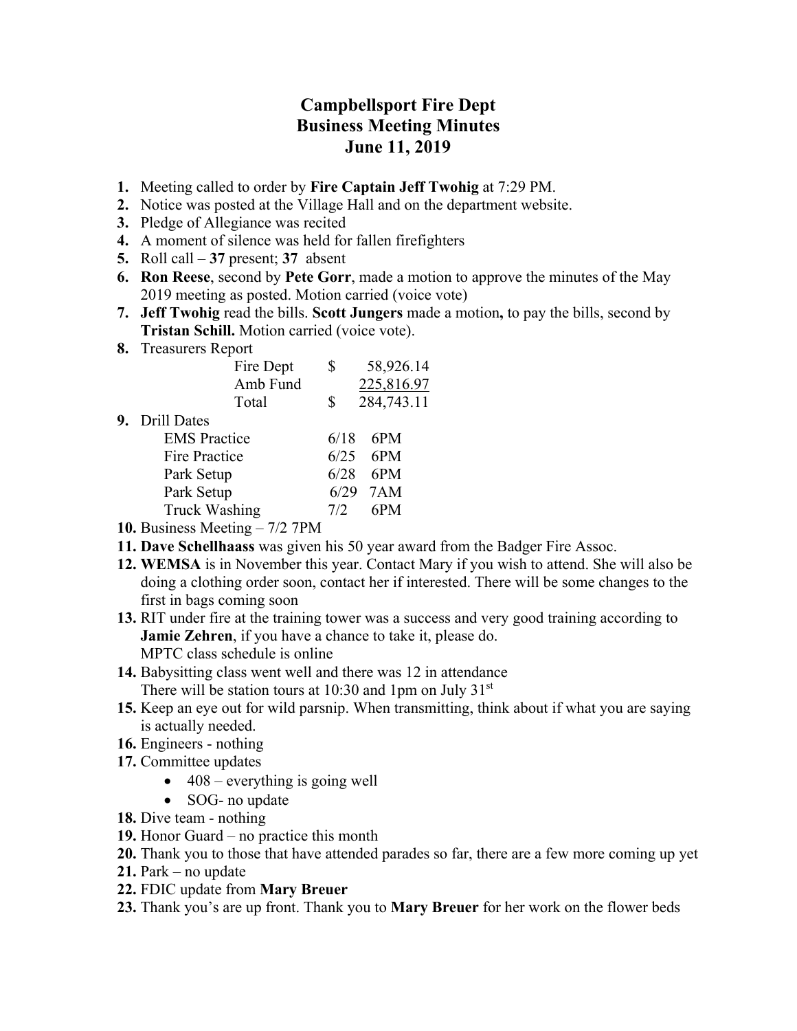# Campbellsport Fire Dept
# Business Meeting Minutes
# June 11, 2019

1. Meeting called to order by **Fire Captain Jeff Twohig** at 7:29 PM.
2. Notice was posted at the Village Hall and on the department website.
3. Pledge of Allegiance was recited
4. A moment of silence was held for fallen firefighters
5. Roll call – **37** present; **37** absent
6. **Ron Reese**, second by **Pete Gorr**, made a motion to approve the minutes of the May 2019 meeting as posted. Motion carried (voice vote)
7. **Jeff Twohig** read the bills. **Scott Jungers** made a motion**,** to pay the bills, second by **Tristan Schill.** Motion carried (voice vote).
8. Treasurers Report

| | | |
|---|---|---|
| Fire Dept | $ | 58,926.14 |
| Amb Fund | | 225,816.97 |
| Total | $ | 284,743.11 |

9. Drill Dates

| | | |
|---|---|---|
| EMS Practice | 6/18 | 6PM |
| Fire Practice | 6/25 | 6PM |
| Park Setup | 6/28 | 6PM |
| Park Setup | 6/29 | 7AM |
| Truck Washing | 7/2 | 6PM |

10. Business Meeting – 7/2 7PM
11. **Dave Schellhaass** was given his 50 year award from the Badger Fire Assoc.
12. **WEMSA** is in November this year. Contact Mary if you wish to attend. She will also be doing a clothing order soon, contact her if interested. There will be some changes to the first in bags coming soon
13. RIT under fire at the training tower was a success and very good training according to **Jamie Zehren**, if you have a chance to take it, please do.
    MPTC class schedule is online
14. Babysitting class went well and there was 12 in attendance
    There will be station tours at 10:30 and 1pm on July 31st
15. Keep an eye out for wild parsnip. When transmitting, think about if what you are saying is actually needed.
16. Engineers - nothing
17. Committee updates
    - 408 – everything is going well
    - SOG- no update
18. Dive team - nothing
19. Honor Guard – no practice this month
20. Thank you to those that have attended parades so far, there are a few more coming up yet
21. Park – no update
22. FDIC update from **Mary Breuer**
23. Thank you's are up front. Thank you to **Mary Breuer** for her work on the flower beds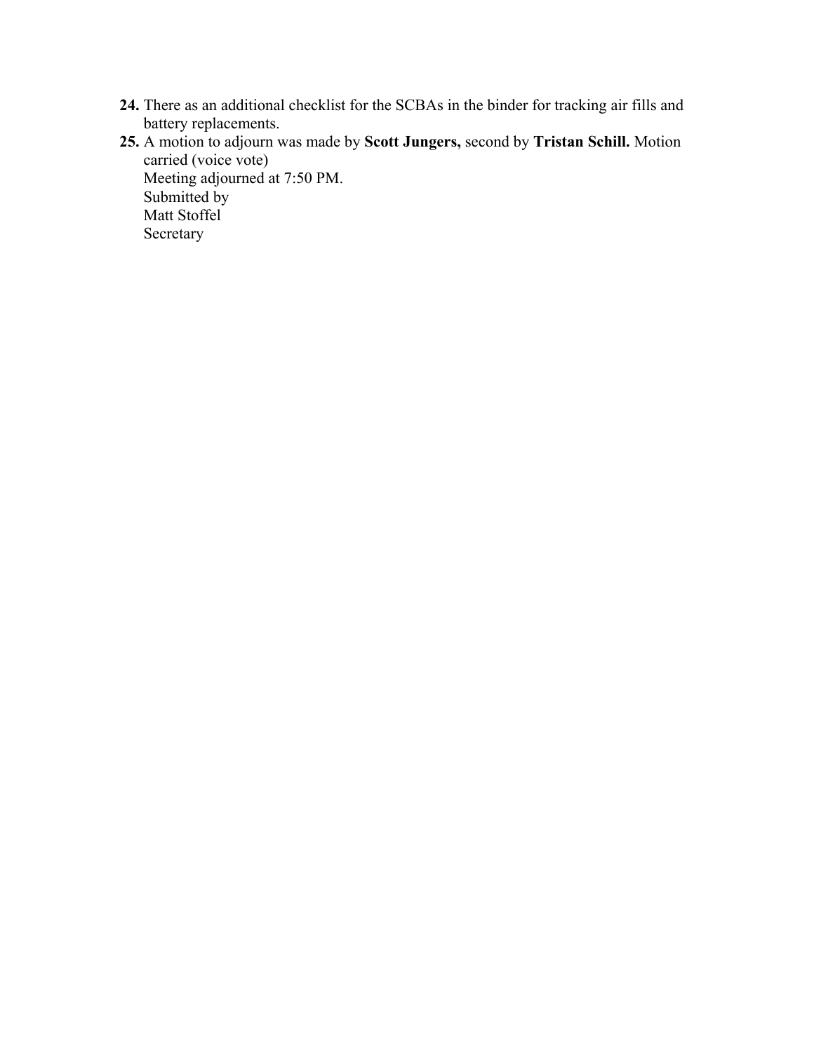**24.** There as an additional checklist for the SCBAs in the binder for tracking air fills and battery replacements.

**25.** A motion to adjourn was made by **Scott Jungers,** second by **Tristan Schill.** Motion carried (voice vote)

Meeting adjourned at 7:50 PM.

Submitted by

Matt Stoffel

Secretary